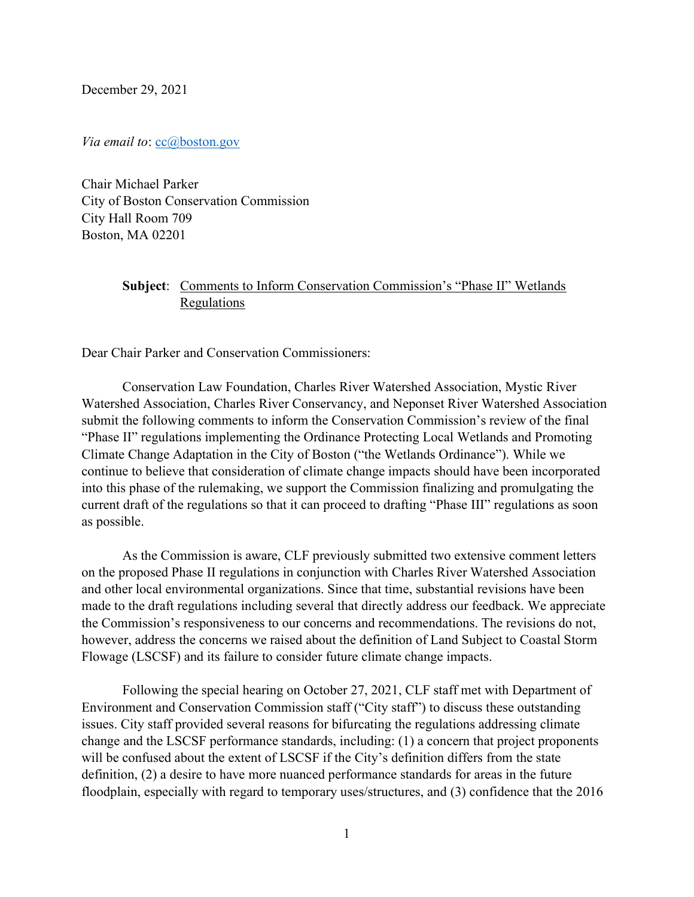December 29, 2021

*Via email to*: [cc@boston.gov](mailto:cc@boston.gov)

Chair Michael Parker
City of Boston Conservation Commission
City Hall Room 709
Boston, MA 02201

**Subject**: Comments to Inform Conservation Commission's "Phase II" Wetlands Regulations

Dear Chair Parker and Conservation Commissioners:

Conservation Law Foundation, Charles River Watershed Association, Mystic River Watershed Association, Charles River Conservancy, and Neponset River Watershed Association submit the following comments to inform the Conservation Commission's review of the final "Phase II" regulations implementing the Ordinance Protecting Local Wetlands and Promoting Climate Change Adaptation in the City of Boston ("the Wetlands Ordinance"). While we continue to believe that consideration of climate change impacts should have been incorporated into this phase of the rulemaking, we support the Commission finalizing and promulgating the current draft of the regulations so that it can proceed to drafting "Phase III" regulations as soon as possible.

As the Commission is aware, CLF previously submitted two extensive comment letters on the proposed Phase II regulations in conjunction with Charles River Watershed Association and other local environmental organizations. Since that time, substantial revisions have been made to the draft regulations including several that directly address our feedback. We appreciate the Commission's responsiveness to our concerns and recommendations. The revisions do not, however, address the concerns we raised about the definition of Land Subject to Coastal Storm Flowage (LSCSF) and its failure to consider future climate change impacts.

Following the special hearing on October 27, 2021, CLF staff met with Department of Environment and Conservation Commission staff ("City staff") to discuss these outstanding issues. City staff provided several reasons for bifurcating the regulations addressing climate change and the LSCSF performance standards, including: (1) a concern that project proponents will be confused about the extent of LSCSF if the City's definition differs from the state definition, (2) a desire to have more nuanced performance standards for areas in the future floodplain, especially with regard to temporary uses/structures, and (3) confidence that the 2016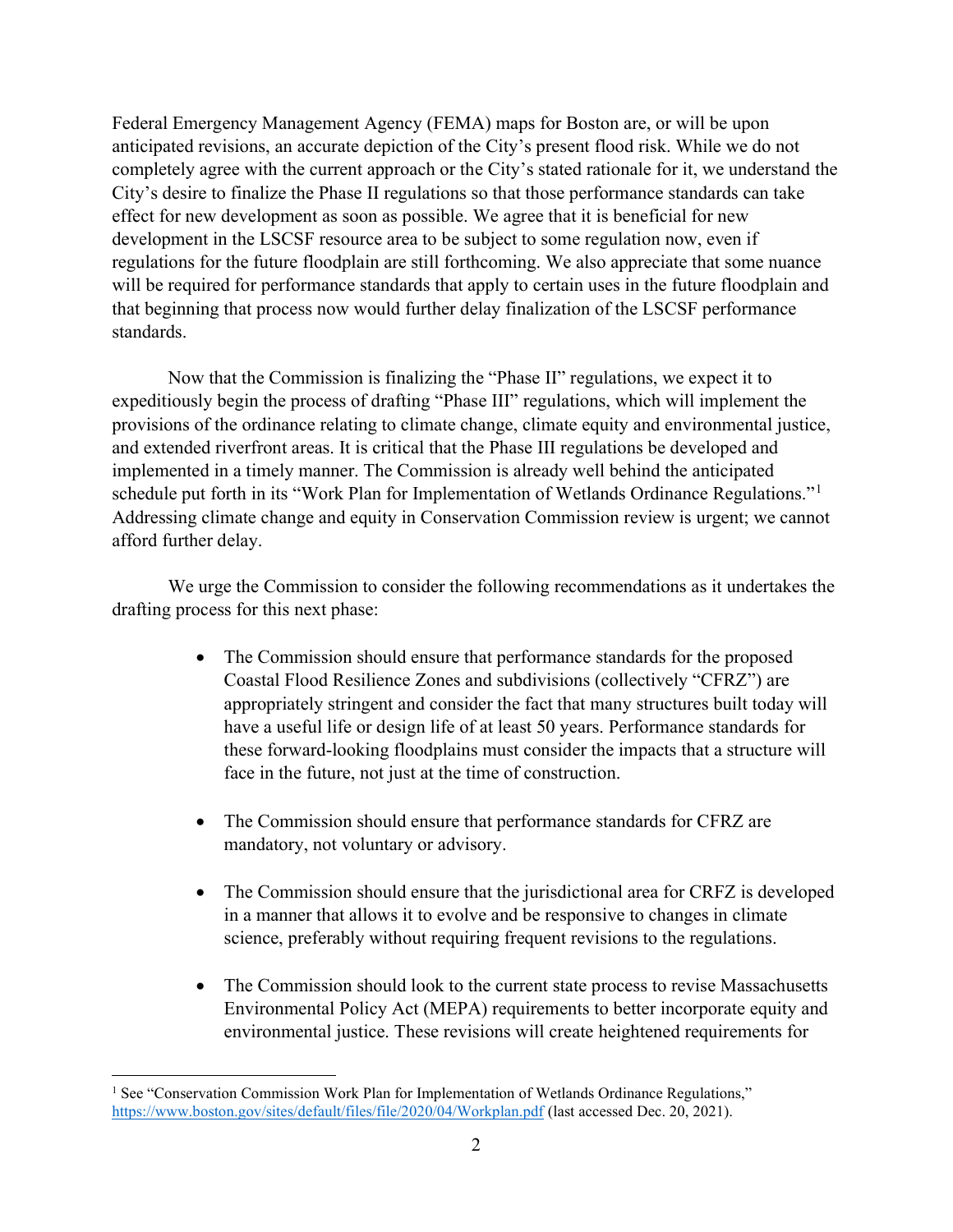Federal Emergency Management Agency (FEMA) maps for Boston are, or will be upon anticipated revisions, an accurate depiction of the City's present flood risk. While we do not completely agree with the current approach or the City's stated rationale for it, we understand the City's desire to finalize the Phase II regulations so that those performance standards can take effect for new development as soon as possible. We agree that it is beneficial for new development in the LSCSF resource area to be subject to some regulation now, even if regulations for the future floodplain are still forthcoming. We also appreciate that some nuance will be required for performance standards that apply to certain uses in the future floodplain and that beginning that process now would further delay finalization of the LSCSF performance standards.

Now that the Commission is finalizing the "Phase II" regulations, we expect it to expeditiously begin the process of drafting "Phase III" regulations, which will implement the provisions of the ordinance relating to climate change, climate equity and environmental justice, and extended riverfront areas. It is critical that the Phase III regulations be developed and implemented in a timely manner. The Commission is already well behind the anticipated schedule put forth in its "Work Plan for Implementation of Wetlands Ordinance Regulations."[1] Addressing climate change and equity in Conservation Commission review is urgent; we cannot afford further delay.

We urge the Commission to consider the following recommendations as it undertakes the drafting process for this next phase:

- The Commission should ensure that performance standards for the proposed Coastal Flood Resilience Zones and subdivisions (collectively "CFRZ") are appropriately stringent and consider the fact that many structures built today will have a useful life or design life of at least 50 years. Performance standards for these forward-looking floodplains must consider the impacts that a structure will face in the future, not just at the time of construction.

- The Commission should ensure that performance standards for CFRZ are mandatory, not voluntary or advisory.

- The Commission should ensure that the jurisdictional area for CRFZ is developed in a manner that allows it to evolve and be responsive to changes in climate science, preferably without requiring frequent revisions to the regulations.

- The Commission should look to the current state process to revise Massachusetts Environmental Policy Act (MEPA) requirements to better incorporate equity and environmental justice. These revisions will create heightened requirements for

[1] See "Conservation Commission Work Plan for Implementation of Wetlands Ordinance Regulations," https://www.boston.gov/sites/default/files/file/2020/04/Workplan.pdf (last accessed Dec. 20, 2021).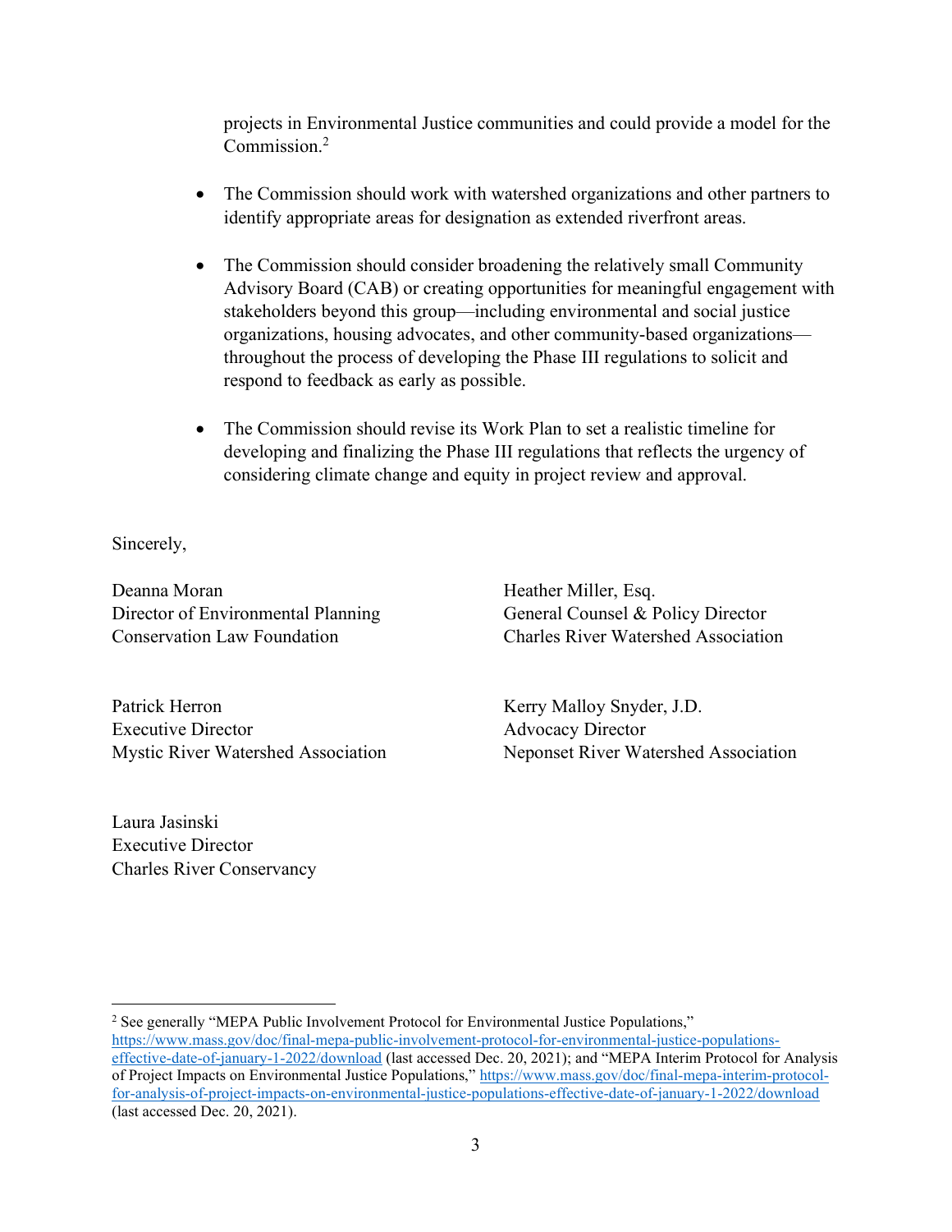projects in Environmental Justice communities and could provide a model for the Commission.[2]

- The Commission should work with watershed organizations and other partners to identify appropriate areas for designation as extended riverfront areas.

- The Commission should consider broadening the relatively small Community Advisory Board (CAB) or creating opportunities for meaningful engagement with stakeholders beyond this group—including environmental and social justice organizations, housing advocates, and other community-based organizations—throughout the process of developing the Phase III regulations to solicit and respond to feedback as early as possible.

- The Commission should revise its Work Plan to set a realistic timeline for developing and finalizing the Phase III regulations that reflects the urgency of considering climate change and equity in project review and approval.

Sincerely,

Deanna Moran
Director of Environmental Planning
Conservation Law Foundation

Heather Miller, Esq.
General Counsel & Policy Director
Charles River Watershed Association

Patrick Herron
Executive Director
Mystic River Watershed Association

Kerry Malloy Snyder, J.D.
Advocacy Director
Neponset River Watershed Association

Laura Jasinski
Executive Director
Charles River Conservancy

---

[2] See generally "MEPA Public Involvement Protocol for Environmental Justice Populations," https://www.mass.gov/doc/final-mepa-public-involvement-protocol-for-environmental-justice-populations-effective-date-of-january-1-2022/download (last accessed Dec. 20, 2021); and "MEPA Interim Protocol for Analysis of Project Impacts on Environmental Justice Populations," https://www.mass.gov/doc/final-mepa-interim-protocol-for-analysis-of-project-impacts-on-environmental-justice-populations-effective-date-of-january-1-2022/download (last accessed Dec. 20, 2021).